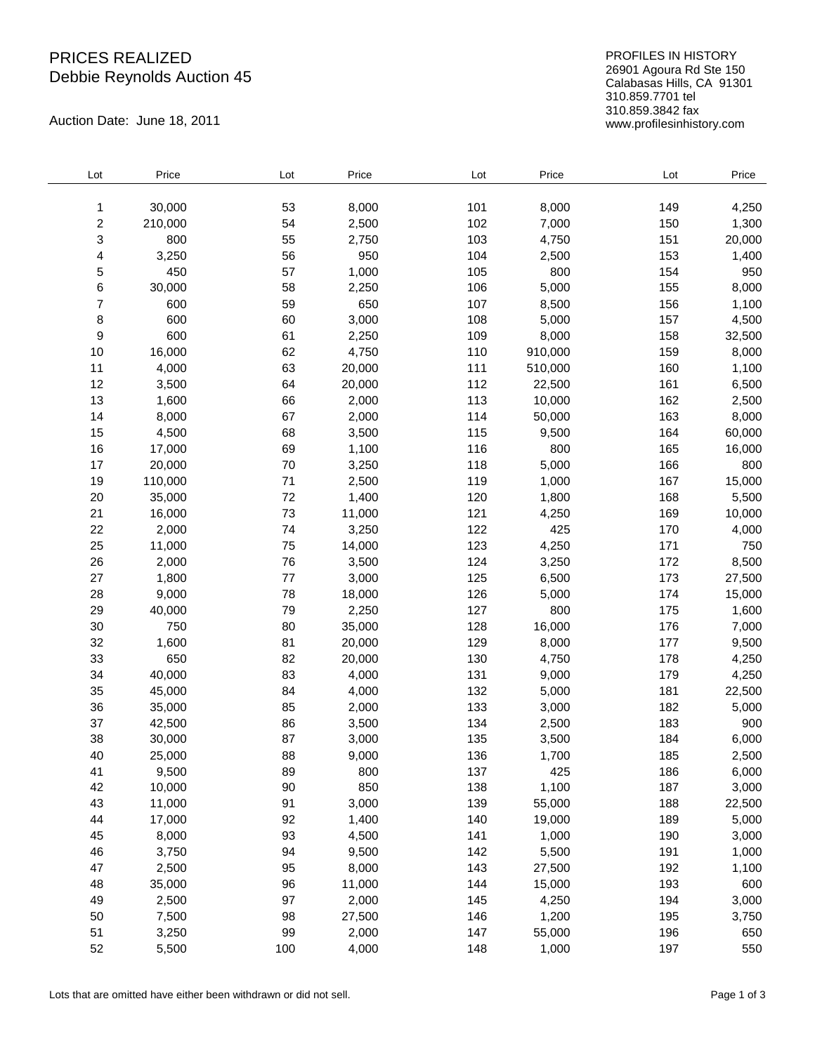# PRICES REALIZED
## Debbie Reynolds Auction 45

Auction Date: June 18, 2011

PROFILES IN HISTORY
26901 Agoura Rd Ste 150
Calabasas Hills, CA 91301
310.859.7701 tel
310.859.3842 fax
www.profilesinhistory.com

| Lot | Price | Lot | Price | Lot | Price | Lot | Price |
|---|---|---|---|---|---|---|---|
| 1 | 30,000 | 53 | 8,000 | 101 | 8,000 | 149 | 4,250 |
| 2 | 210,000 | 54 | 2,500 | 102 | 7,000 | 150 | 1,300 |
| 3 | 800 | 55 | 2,750 | 103 | 4,750 | 151 | 20,000 |
| 4 | 3,250 | 56 | 950 | 104 | 2,500 | 153 | 1,400 |
| 5 | 450 | 57 | 1,000 | 105 | 800 | 154 | 950 |
| 6 | 30,000 | 58 | 2,250 | 106 | 5,000 | 155 | 8,000 |
| 7 | 600 | 59 | 650 | 107 | 8,500 | 156 | 1,100 |
| 8 | 600 | 60 | 3,000 | 108 | 5,000 | 157 | 4,500 |
| 9 | 600 | 61 | 2,250 | 109 | 8,000 | 158 | 32,500 |
| 10 | 16,000 | 62 | 4,750 | 110 | 910,000 | 159 | 8,000 |
| 11 | 4,000 | 63 | 20,000 | 111 | 510,000 | 160 | 1,100 |
| 12 | 3,500 | 64 | 20,000 | 112 | 22,500 | 161 | 6,500 |
| 13 | 1,600 | 66 | 2,000 | 113 | 10,000 | 162 | 2,500 |
| 14 | 8,000 | 67 | 2,000 | 114 | 50,000 | 163 | 8,000 |
| 15 | 4,500 | 68 | 3,500 | 115 | 9,500 | 164 | 60,000 |
| 16 | 17,000 | 69 | 1,100 | 116 | 800 | 165 | 16,000 |
| 17 | 20,000 | 70 | 3,250 | 118 | 5,000 | 166 | 800 |
| 19 | 110,000 | 71 | 2,500 | 119 | 1,000 | 167 | 15,000 |
| 20 | 35,000 | 72 | 1,400 | 120 | 1,800 | 168 | 5,500 |
| 21 | 16,000 | 73 | 11,000 | 121 | 4,250 | 169 | 10,000 |
| 22 | 2,000 | 74 | 3,250 | 122 | 425 | 170 | 4,000 |
| 25 | 11,000 | 75 | 14,000 | 123 | 4,250 | 171 | 750 |
| 26 | 2,000 | 76 | 3,500 | 124 | 3,250 | 172 | 8,500 |
| 27 | 1,800 | 77 | 3,000 | 125 | 6,500 | 173 | 27,500 |
| 28 | 9,000 | 78 | 18,000 | 126 | 5,000 | 174 | 15,000 |
| 29 | 40,000 | 79 | 2,250 | 127 | 800 | 175 | 1,600 |
| 30 | 750 | 80 | 35,000 | 128 | 16,000 | 176 | 7,000 |
| 32 | 1,600 | 81 | 20,000 | 129 | 8,000 | 177 | 9,500 |
| 33 | 650 | 82 | 20,000 | 130 | 4,750 | 178 | 4,250 |
| 34 | 40,000 | 83 | 4,000 | 131 | 9,000 | 179 | 4,250 |
| 35 | 45,000 | 84 | 4,000 | 132 | 5,000 | 181 | 22,500 |
| 36 | 35,000 | 85 | 2,000 | 133 | 3,000 | 182 | 5,000 |
| 37 | 42,500 | 86 | 3,500 | 134 | 2,500 | 183 | 900 |
| 38 | 30,000 | 87 | 3,000 | 135 | 3,500 | 184 | 6,000 |
| 40 | 25,000 | 88 | 9,000 | 136 | 1,700 | 185 | 2,500 |
| 41 | 9,500 | 89 | 800 | 137 | 425 | 186 | 6,000 |
| 42 | 10,000 | 90 | 850 | 138 | 1,100 | 187 | 3,000 |
| 43 | 11,000 | 91 | 3,000 | 139 | 55,000 | 188 | 22,500 |
| 44 | 17,000 | 92 | 1,400 | 140 | 19,000 | 189 | 5,000 |
| 45 | 8,000 | 93 | 4,500 | 141 | 1,000 | 190 | 3,000 |
| 46 | 3,750 | 94 | 9,500 | 142 | 5,500 | 191 | 1,000 |
| 47 | 2,500 | 95 | 8,000 | 143 | 27,500 | 192 | 1,100 |
| 48 | 35,000 | 96 | 11,000 | 144 | 15,000 | 193 | 600 |
| 49 | 2,500 | 97 | 2,000 | 145 | 4,250 | 194 | 3,000 |
| 50 | 7,500 | 98 | 27,500 | 146 | 1,200 | 195 | 3,750 |
| 51 | 3,250 | 99 | 2,000 | 147 | 55,000 | 196 | 650 |
| 52 | 5,500 | 100 | 4,000 | 148 | 1,000 | 197 | 550 |

Lots that are omitted have either been withdrawn or did not sell.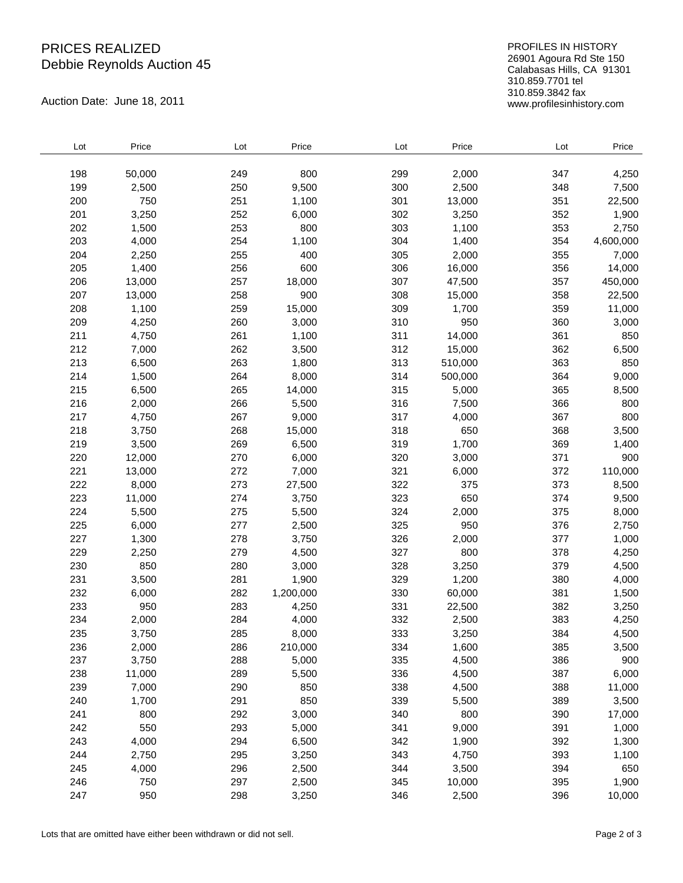# PRICES REALIZED

Debbie Reynolds Auction 45

Auction Date: June 18, 2011

PROFILES IN HISTORY
26901 Agoura Rd Ste 150
Calabasas Hills, CA 91301
310.859.7701 tel
310.859.3842 fax
www.profilesinhistory.com

| Lot | Price | Lot | Price | Lot | Price | Lot | Price |
|---|---|---|---|---|---|---|---|
| 198 | 50,000 | 249 | 800 | 299 | 2,000 | 347 | 4,250 |
| 199 | 2,500 | 250 | 9,500 | 300 | 2,500 | 348 | 7,500 |
| 200 | 750 | 251 | 1,100 | 301 | 13,000 | 351 | 22,500 |
| 201 | 3,250 | 252 | 6,000 | 302 | 3,250 | 352 | 1,900 |
| 202 | 1,500 | 253 | 800 | 303 | 1,100 | 353 | 2,750 |
| 203 | 4,000 | 254 | 1,100 | 304 | 1,400 | 354 | 4,600,000 |
| 204 | 2,250 | 255 | 400 | 305 | 2,000 | 355 | 7,000 |
| 205 | 1,400 | 256 | 600 | 306 | 16,000 | 356 | 14,000 |
| 206 | 13,000 | 257 | 18,000 | 307 | 47,500 | 357 | 450,000 |
| 207 | 13,000 | 258 | 900 | 308 | 15,000 | 358 | 22,500 |
| 208 | 1,100 | 259 | 15,000 | 309 | 1,700 | 359 | 11,000 |
| 209 | 4,250 | 260 | 3,000 | 310 | 950 | 360 | 3,000 |
| 211 | 4,750 | 261 | 1,100 | 311 | 14,000 | 361 | 850 |
| 212 | 7,000 | 262 | 3,500 | 312 | 15,000 | 362 | 6,500 |
| 213 | 6,500 | 263 | 1,800 | 313 | 510,000 | 363 | 850 |
| 214 | 1,500 | 264 | 8,000 | 314 | 500,000 | 364 | 9,000 |
| 215 | 6,500 | 265 | 14,000 | 315 | 5,000 | 365 | 8,500 |
| 216 | 2,000 | 266 | 5,500 | 316 | 7,500 | 366 | 800 |
| 217 | 4,750 | 267 | 9,000 | 317 | 4,000 | 367 | 800 |
| 218 | 3,750 | 268 | 15,000 | 318 | 650 | 368 | 3,500 |
| 219 | 3,500 | 269 | 6,500 | 319 | 1,700 | 369 | 1,400 |
| 220 | 12,000 | 270 | 6,000 | 320 | 3,000 | 371 | 900 |
| 221 | 13,000 | 272 | 7,000 | 321 | 6,000 | 372 | 110,000 |
| 222 | 8,000 | 273 | 27,500 | 322 | 375 | 373 | 8,500 |
| 223 | 11,000 | 274 | 3,750 | 323 | 650 | 374 | 9,500 |
| 224 | 5,500 | 275 | 5,500 | 324 | 2,000 | 375 | 8,000 |
| 225 | 6,000 | 277 | 2,500 | 325 | 950 | 376 | 2,750 |
| 227 | 1,300 | 278 | 3,750 | 326 | 2,000 | 377 | 1,000 |
| 229 | 2,250 | 279 | 4,500 | 327 | 800 | 378 | 4,250 |
| 230 | 850 | 280 | 3,000 | 328 | 3,250 | 379 | 4,500 |
| 231 | 3,500 | 281 | 1,900 | 329 | 1,200 | 380 | 4,000 |
| 232 | 6,000 | 282 | 1,200,000 | 330 | 60,000 | 381 | 1,500 |
| 233 | 950 | 283 | 4,250 | 331 | 22,500 | 382 | 3,250 |
| 234 | 2,000 | 284 | 4,000 | 332 | 2,500 | 383 | 4,250 |
| 235 | 3,750 | 285 | 8,000 | 333 | 3,250 | 384 | 4,500 |
| 236 | 2,000 | 286 | 210,000 | 334 | 1,600 | 385 | 3,500 |
| 237 | 3,750 | 288 | 5,000 | 335 | 4,500 | 386 | 900 |
| 238 | 11,000 | 289 | 5,500 | 336 | 4,500 | 387 | 6,000 |
| 239 | 7,000 | 290 | 850 | 338 | 4,500 | 388 | 11,000 |
| 240 | 1,700 | 291 | 850 | 339 | 5,500 | 389 | 3,500 |
| 241 | 800 | 292 | 3,000 | 340 | 800 | 390 | 17,000 |
| 242 | 550 | 293 | 5,000 | 341 | 9,000 | 391 | 1,000 |
| 243 | 4,000 | 294 | 6,500 | 342 | 1,900 | 392 | 1,300 |
| 244 | 2,750 | 295 | 3,250 | 343 | 4,750 | 393 | 1,100 |
| 245 | 4,000 | 296 | 2,500 | 344 | 3,500 | 394 | 650 |
| 246 | 750 | 297 | 2,500 | 345 | 10,000 | 395 | 1,900 |
| 247 | 950 | 298 | 3,250 | 346 | 2,500 | 396 | 10,000 |

Lots that are omitted have either been withdrawn or did not sell.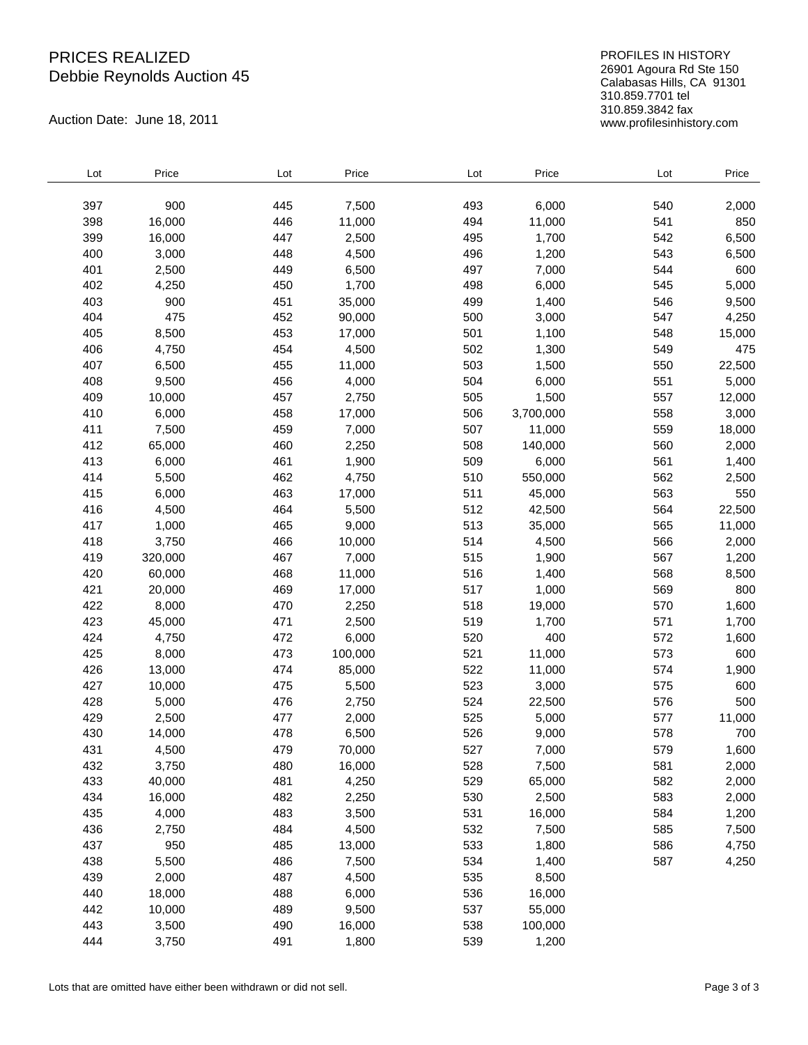# PRICES REALIZED

Debbie Reynolds Auction 45

Auction Date: June 18, 2011

PROFILES IN HISTORY
26901 Agoura Rd Ste 150
Calabasas Hills, CA 91301
310.859.7701 tel
310.859.3842 fax
www.profilesinhistory.com

| Lot | Price | Lot | Price | Lot | Price | Lot | Price |
|---|---|---|---|---|---|---|---|
| 397 | 900 | 445 | 7,500 | 493 | 6,000 | 540 | 2,000 |
| 398 | 16,000 | 446 | 11,000 | 494 | 11,000 | 541 | 850 |
| 399 | 16,000 | 447 | 2,500 | 495 | 1,700 | 542 | 6,500 |
| 400 | 3,000 | 448 | 4,500 | 496 | 1,200 | 543 | 6,500 |
| 401 | 2,500 | 449 | 6,500 | 497 | 7,000 | 544 | 600 |
| 402 | 4,250 | 450 | 1,700 | 498 | 6,000 | 545 | 5,000 |
| 403 | 900 | 451 | 35,000 | 499 | 1,400 | 546 | 9,500 |
| 404 | 475 | 452 | 90,000 | 500 | 3,000 | 547 | 4,250 |
| 405 | 8,500 | 453 | 17,000 | 501 | 1,100 | 548 | 15,000 |
| 406 | 4,750 | 454 | 4,500 | 502 | 1,300 | 549 | 475 |
| 407 | 6,500 | 455 | 11,000 | 503 | 1,500 | 550 | 22,500 |
| 408 | 9,500 | 456 | 4,000 | 504 | 6,000 | 551 | 5,000 |
| 409 | 10,000 | 457 | 2,750 | 505 | 1,500 | 557 | 12,000 |
| 410 | 6,000 | 458 | 17,000 | 506 | 3,700,000 | 558 | 3,000 |
| 411 | 7,500 | 459 | 7,000 | 507 | 11,000 | 559 | 18,000 |
| 412 | 65,000 | 460 | 2,250 | 508 | 140,000 | 560 | 2,000 |
| 413 | 6,000 | 461 | 1,900 | 509 | 6,000 | 561 | 1,400 |
| 414 | 5,500 | 462 | 4,750 | 510 | 550,000 | 562 | 2,500 |
| 415 | 6,000 | 463 | 17,000 | 511 | 45,000 | 563 | 550 |
| 416 | 4,500 | 464 | 5,500 | 512 | 42,500 | 564 | 22,500 |
| 417 | 1,000 | 465 | 9,000 | 513 | 35,000 | 565 | 11,000 |
| 418 | 3,750 | 466 | 10,000 | 514 | 4,500 | 566 | 2,000 |
| 419 | 320,000 | 467 | 7,000 | 515 | 1,900 | 567 | 1,200 |
| 420 | 60,000 | 468 | 11,000 | 516 | 1,400 | 568 | 8,500 |
| 421 | 20,000 | 469 | 17,000 | 517 | 1,000 | 569 | 800 |
| 422 | 8,000 | 470 | 2,250 | 518 | 19,000 | 570 | 1,600 |
| 423 | 45,000 | 471 | 2,500 | 519 | 1,700 | 571 | 1,700 |
| 424 | 4,750 | 472 | 6,000 | 520 | 400 | 572 | 1,600 |
| 425 | 8,000 | 473 | 100,000 | 521 | 11,000 | 573 | 600 |
| 426 | 13,000 | 474 | 85,000 | 522 | 11,000 | 574 | 1,900 |
| 427 | 10,000 | 475 | 5,500 | 523 | 3,000 | 575 | 600 |
| 428 | 5,000 | 476 | 2,750 | 524 | 22,500 | 576 | 500 |
| 429 | 2,500 | 477 | 2,000 | 525 | 5,000 | 577 | 11,000 |
| 430 | 14,000 | 478 | 6,500 | 526 | 9,000 | 578 | 700 |
| 431 | 4,500 | 479 | 70,000 | 527 | 7,000 | 579 | 1,600 |
| 432 | 3,750 | 480 | 16,000 | 528 | 7,500 | 581 | 2,000 |
| 433 | 40,000 | 481 | 4,250 | 529 | 65,000 | 582 | 2,000 |
| 434 | 16,000 | 482 | 2,250 | 530 | 2,500 | 583 | 2,000 |
| 435 | 4,000 | 483 | 3,500 | 531 | 16,000 | 584 | 1,200 |
| 436 | 2,750 | 484 | 4,500 | 532 | 7,500 | 585 | 7,500 |
| 437 | 950 | 485 | 13,000 | 533 | 1,800 | 586 | 4,750 |
| 438 | 5,500 | 486 | 7,500 | 534 | 1,400 | 587 | 4,250 |
| 439 | 2,000 | 487 | 4,500 | 535 | 8,500 | | |
| 440 | 18,000 | 488 | 6,000 | 536 | 16,000 | | |
| 442 | 10,000 | 489 | 9,500 | 537 | 55,000 | | |
| 443 | 3,500 | 490 | 16,000 | 538 | 100,000 | | |
| 444 | 3,750 | 491 | 1,800 | 539 | 1,200 | | |

Lots that are omitted have either been withdrawn or did not sell.